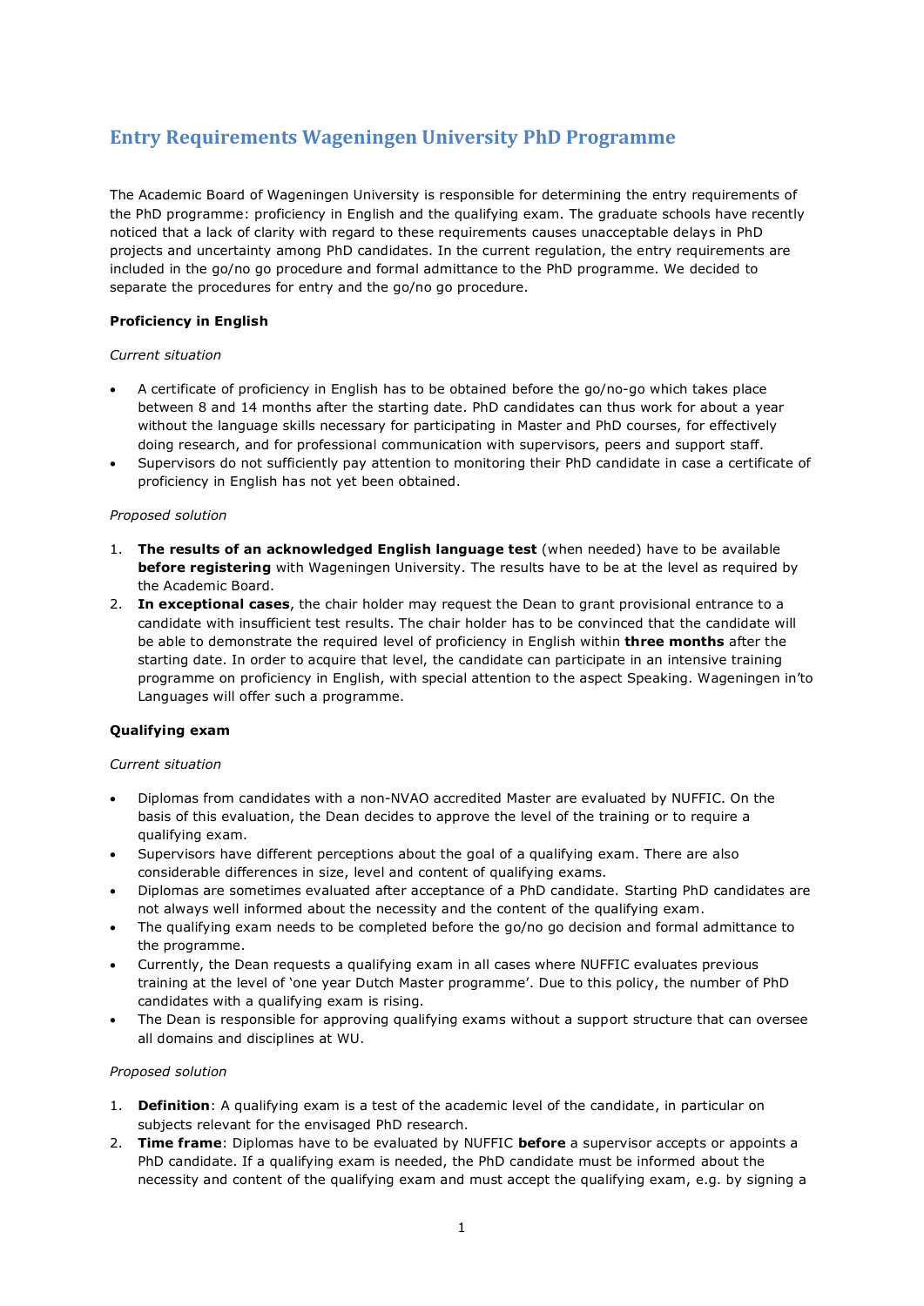# Entry Requirements Wageningen University PhD Programme

The Academic Board of Wageningen University is responsible for determining the entry requirements of the PhD programme: proficiency in English and the qualifying exam. The graduate schools have recently noticed that a lack of clarity with regard to these requirements causes unacceptable delays in PhD projects and uncertainty among PhD candidates. In the current regulation, the entry requirements are included in the go/no go procedure and formal admittance to the PhD programme. We decided to separate the procedures for entry and the go/no go procedure.

**Proficiency in English**

*Current situation*

- A certificate of proficiency in English has to be obtained before the go/no-go which takes place between 8 and 14 months after the starting date. PhD candidates can thus work for about a year without the language skills necessary for participating in Master and PhD courses, for effectively doing research, and for professional communication with supervisors, peers and support staff.
- Supervisors do not sufficiently pay attention to monitoring their PhD candidate in case a certificate of proficiency in English has not yet been obtained.

*Proposed solution*

1. **The results of an acknowledged English language test** (when needed) have to be available **before registering** with Wageningen University. The results have to be at the level as required by the Academic Board.
2. **In exceptional cases**, the chair holder may request the Dean to grant provisional entrance to a candidate with insufficient test results. The chair holder has to be convinced that the candidate will be able to demonstrate the required level of proficiency in English within **three months** after the starting date. In order to acquire that level, the candidate can participate in an intensive training programme on proficiency in English, with special attention to the aspect Speaking. Wageningen in'to Languages will offer such a programme.

**Qualifying exam**

*Current situation*

- Diplomas from candidates with a non-NVAO accredited Master are evaluated by NUFFIC. On the basis of this evaluation, the Dean decides to approve the level of the training or to require a qualifying exam.
- Supervisors have different perceptions about the goal of a qualifying exam. There are also considerable differences in size, level and content of qualifying exams.
- Diplomas are sometimes evaluated after acceptance of a PhD candidate. Starting PhD candidates are not always well informed about the necessity and the content of the qualifying exam.
- The qualifying exam needs to be completed before the go/no go decision and formal admittance to the programme.
- Currently, the Dean requests a qualifying exam in all cases where NUFFIC evaluates previous training at the level of 'one year Dutch Master programme'. Due to this policy, the number of PhD candidates with a qualifying exam is rising.
- The Dean is responsible for approving qualifying exams without a support structure that can oversee all domains and disciplines at WU.

*Proposed solution*

1. **Definition**: A qualifying exam is a test of the academic level of the candidate, in particular on subjects relevant for the envisaged PhD research.
2. **Time frame**: Diplomas have to be evaluated by NUFFIC **before** a supervisor accepts or appoints a PhD candidate. If a qualifying exam is needed, the PhD candidate must be informed about the necessity and content of the qualifying exam and must accept the qualifying exam, e.g. by signing a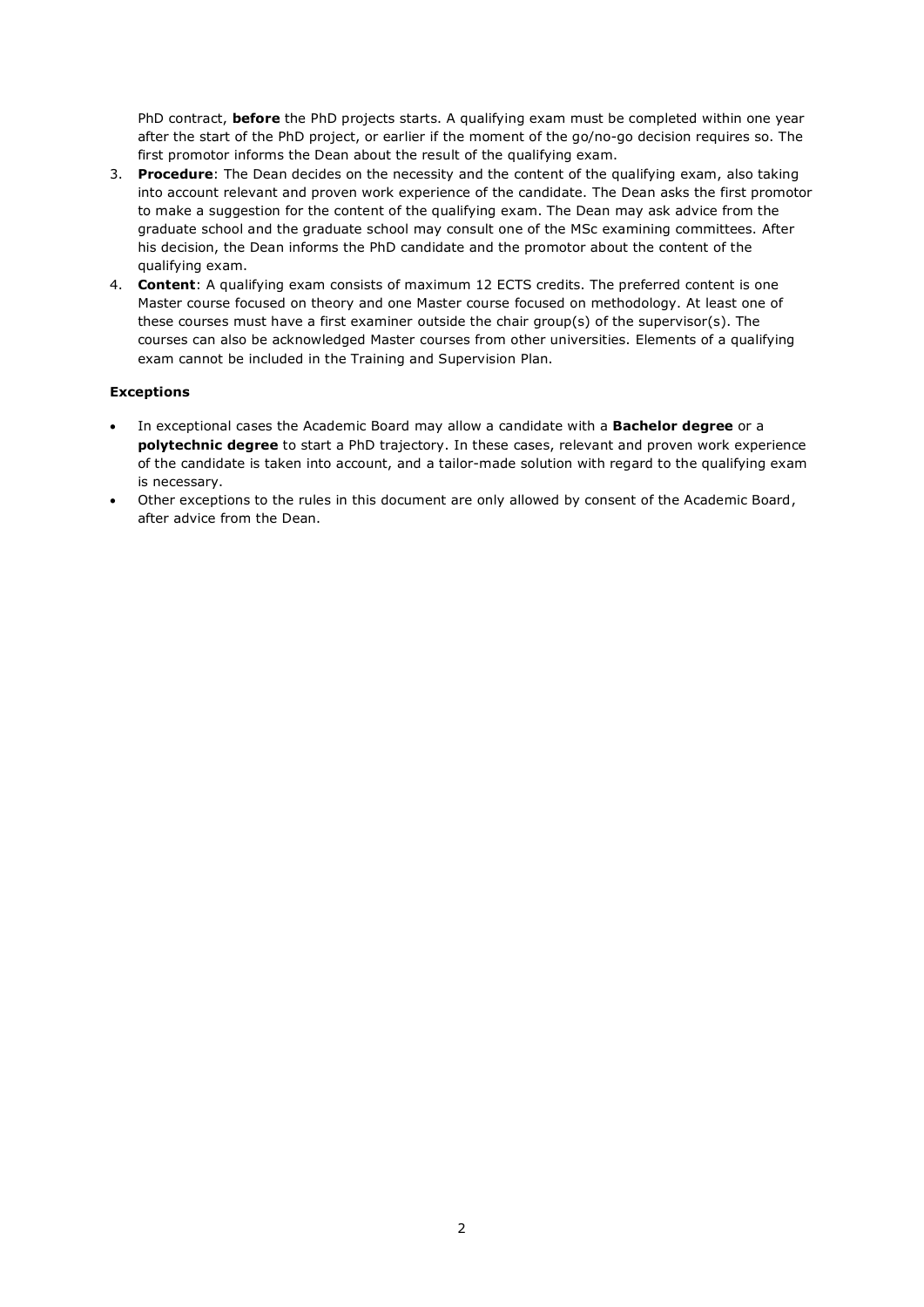PhD contract, **before** the PhD projects starts. A qualifying exam must be completed within one year after the start of the PhD project, or earlier if the moment of the go/no-go decision requires so. The first promotor informs the Dean about the result of the qualifying exam.

3. **Procedure**: The Dean decides on the necessity and the content of the qualifying exam, also taking into account relevant and proven work experience of the candidate. The Dean asks the first promotor to make a suggestion for the content of the qualifying exam. The Dean may ask advice from the graduate school and the graduate school may consult one of the MSc examining committees. After his decision, the Dean informs the PhD candidate and the promotor about the content of the qualifying exam.
4. **Content**: A qualifying exam consists of maximum 12 ECTS credits. The preferred content is one Master course focused on theory and one Master course focused on methodology. At least one of these courses must have a first examiner outside the chair group(s) of the supervisor(s). The courses can also be acknowledged Master courses from other universities. Elements of a qualifying exam cannot be included in the Training and Supervision Plan.

**Exceptions**

- In exceptional cases the Academic Board may allow a candidate with a **Bachelor degree** or a **polytechnic degree** to start a PhD trajectory. In these cases, relevant and proven work experience of the candidate is taken into account, and a tailor-made solution with regard to the qualifying exam is necessary.
- Other exceptions to the rules in this document are only allowed by consent of the Academic Board, after advice from the Dean.